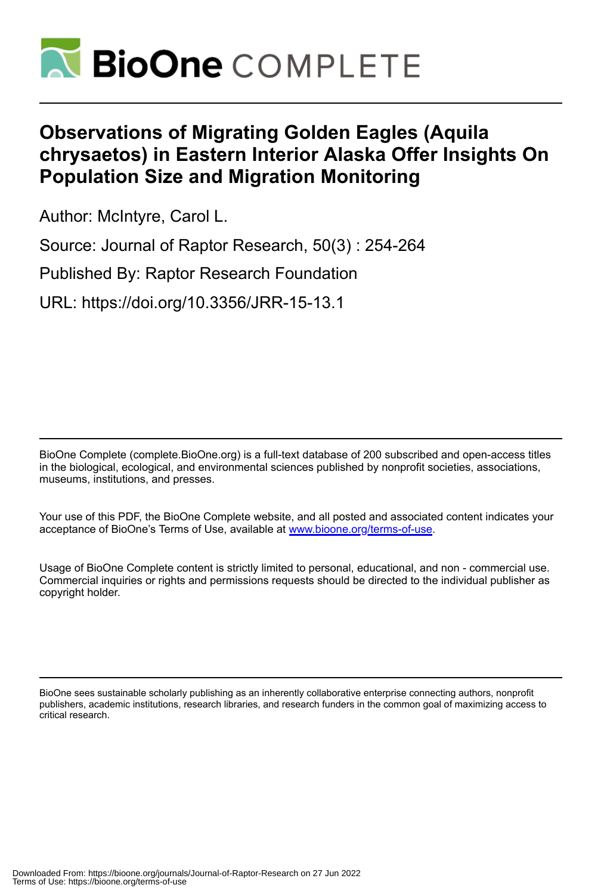# BioOne COMPLETE

# Observations of Migrating Golden Eagles (Aquila chrysaetos) in Eastern Interior Alaska Offer Insights On Population Size and Migration Monitoring

Author: McIntyre, Carol L.

Source: Journal of Raptor Research, 50(3) : 254-264

Published By: Raptor Research Foundation

URL: https://doi.org/10.3356/JRR-15-13.1

BioOne Complete (complete.BioOne.org) is a full-text database of 200 subscribed and open-access titles in the biological, ecological, and environmental sciences published by nonprofit societies, associations, museums, institutions, and presses.

Your use of this PDF, the BioOne Complete website, and all posted and associated content indicates your acceptance of BioOne's Terms of Use, available at www.bioone.org/terms-of-use.

Usage of BioOne Complete content is strictly limited to personal, educational, and non - commercial use. Commercial inquiries or rights and permissions requests should be directed to the individual publisher as copyright holder.

BioOne sees sustainable scholarly publishing as an inherently collaborative enterprise connecting authors, nonprofit publishers, academic institutions, research libraries, and research funders in the common goal of maximizing access to critical research.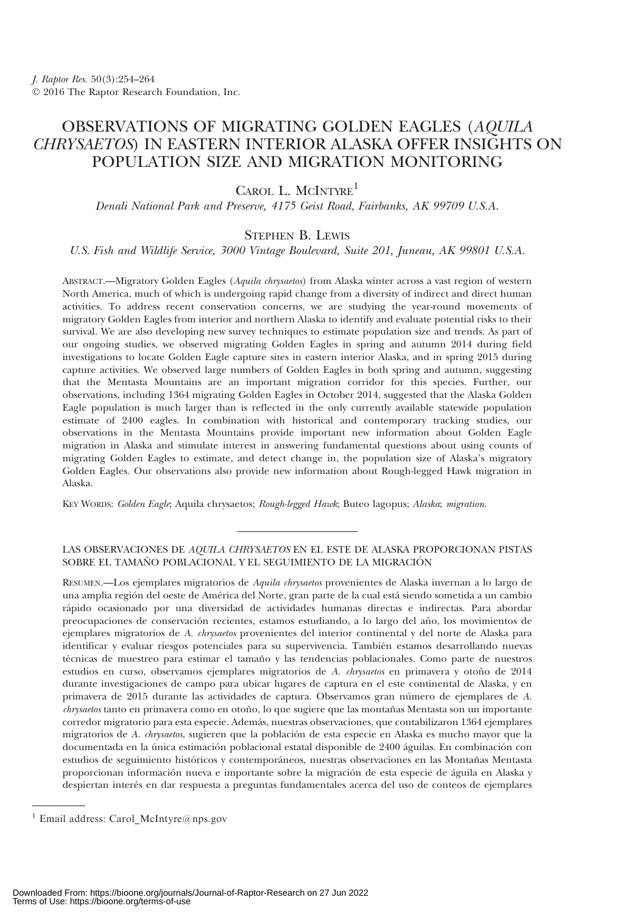*J. Raptor Res.* 50(3):254–264
© 2016 The Raptor Research Foundation, Inc.

# OBSERVATIONS OF MIGRATING GOLDEN EAGLES (*AQUILA CHRYSAETOS*) IN EASTERN INTERIOR ALASKA OFFER INSIGHTS ON POPULATION SIZE AND MIGRATION MONITORING

CAROL L. MCINTYRE[1]

*Denali National Park and Preserve, 4175 Geist Road, Fairbanks, AK 99709 U.S.A.*

STEPHEN B. LEWIS

*U.S. Fish and Wildlife Service, 3000 Vintage Boulevard, Suite 201, Juneau, AK 99801 U.S.A.*

ABSTRACT.—Migratory Golden Eagles (*Aquila chrysaetos*) from Alaska winter across a vast region of western North America, much of which is undergoing rapid change from a diversity of indirect and direct human activities. To address recent conservation concerns, we are studying the year-round movements of migratory Golden Eagles from interior and northern Alaska to identify and evaluate potential risks to their survival. We are also developing new survey techniques to estimate population size and trends. As part of our ongoing studies, we observed migrating Golden Eagles in spring and autumn 2014 during field investigations to locate Golden Eagle capture sites in eastern interior Alaska, and in spring 2015 during capture activities. We observed large numbers of Golden Eagles in both spring and autumn, suggesting that the Mentasta Mountains are an important migration corridor for this species. Further, our observations, including 1364 migrating Golden Eagles in October 2014, suggested that the Alaska Golden Eagle population is much larger than is reflected in the only currently available statewide population estimate of 2400 eagles. In combination with historical and contemporary tracking studies, our observations in the Mentasta Mountains provide important new information about Golden Eagle migration in Alaska and stimulate interest in answering fundamental questions about using counts of migrating Golden Eagles to estimate, and detect change in, the population size of Alaska's migratory Golden Eagles. Our observations also provide new information about Rough-legged Hawk migration in Alaska.

KEY WORDS: *Golden Eagle*; Aquila chrysaetos; *Rough-legged Hawk*; Buteo lagopus; *Alaska*; *migration.*

---

LAS OBSERVACIONES DE *AQUILA CHRYSAETOS* EN EL ESTE DE ALASKA PROPORCIONAN PISTAS SOBRE EL TAMAÑO POBLACIONAL Y EL SEGUIMIENTO DE LA MIGRACIÓN

RESUMEN.—Los ejemplares migratorios de *Aquila chrysaetos* provenientes de Alaska invernan a lo largo de una amplia región del oeste de América del Norte, gran parte de la cual está siendo sometida a un cambio rápido ocasionado por una diversidad de actividades humanas directas e indirectas. Para abordar preocupaciones de conservación recientes, estamos estudiando, a lo largo del año, los movimientos de ejemplares migratorios de *A. chrysaetos* provenientes del interior continental y del norte de Alaska para identificar y evaluar riesgos potenciales para su supervivencia. También estamos desarrollando nuevas técnicas de muestreo para estimar el tamaño y las tendencias poblacionales. Como parte de nuestros estudios en curso, observamos ejemplares migratorios de *A. chrysaetos* en primavera y otoño de 2014 durante investigaciones de campo para ubicar lugares de captura en el este continental de Alaska, y en primavera de 2015 durante las actividades de captura. Observamos gran número de ejemplares de *A. chrysaetos* tanto en primavera como en otoño, lo que sugiere que las montañas Mentasta son un importante corredor migratorio para esta especie. Además, nuestras observaciones, que contabilizaron 1364 ejemplares migratorios de *A. chrysaetos*, sugieren que la población de esta especie en Alaska es mucho mayor que la documentada en la única estimación poblacional estatal disponible de 2400 águilas. En combinación con estudios de seguimiento históricos y contemporáneos, nuestras observaciones en las Montañas Mentasta proporcionan información nueva e importante sobre la migración de esta especie de águila en Alaska y despiertan interés en dar respuesta a preguntas fundamentales acerca del uso de conteos de ejemplares

[1] Email address: Carol_McIntyre@nps.gov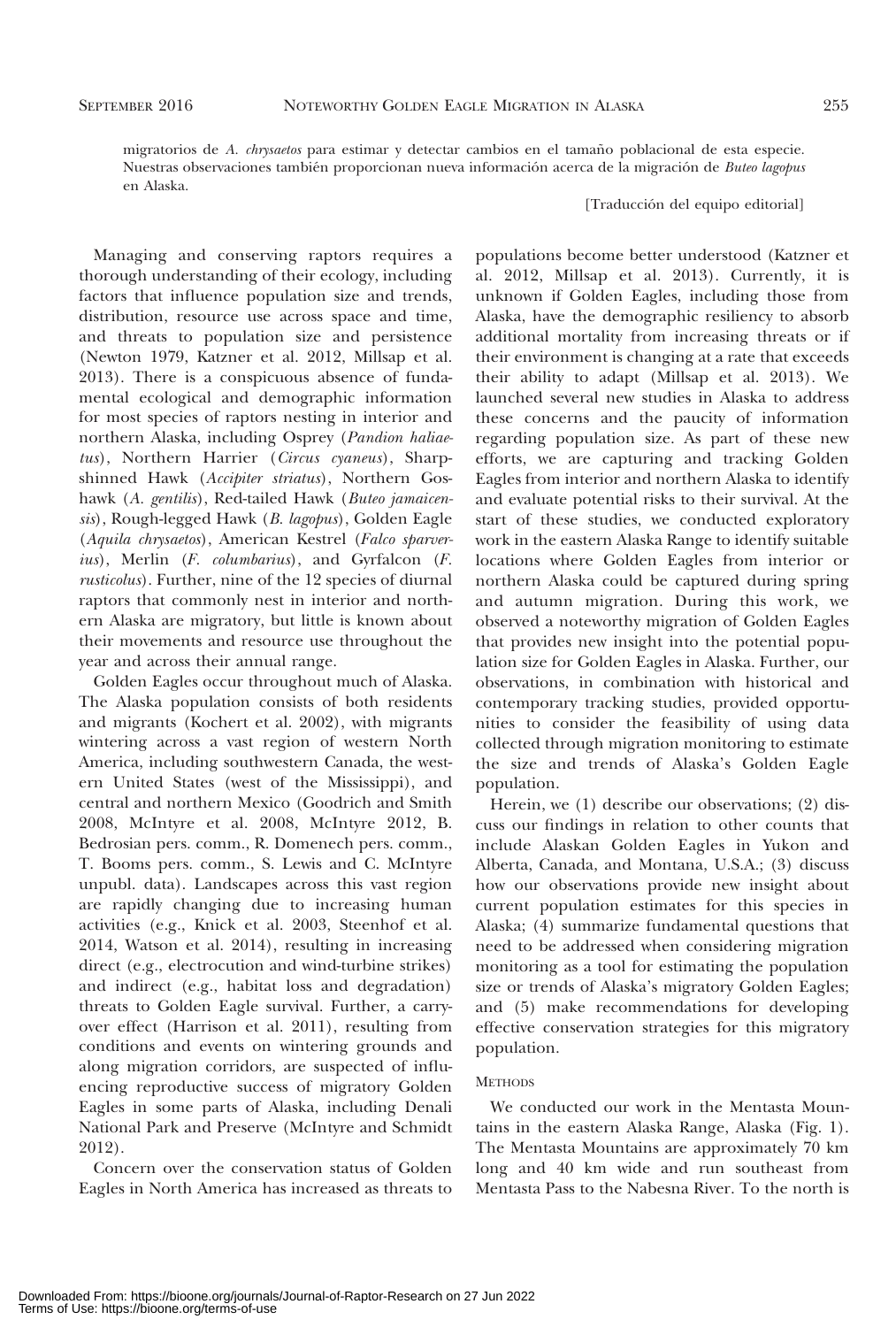migratorios de *A. chrysaetos* para estimar y detectar cambios en el tamaño poblacional de esta especie. Nuestras observaciones también proporcionan nueva información acerca de la migración de *Buteo lagopus* en Alaska.

[Traducción del equipo editorial]

Managing and conserving raptors requires a thorough understanding of their ecology, including factors that influence population size and trends, distribution, resource use across space and time, and threats to population size and persistence (Newton 1979, Katzner et al. 2012, Millsap et al. 2013). There is a conspicuous absence of fundamental ecological and demographic information for most species of raptors nesting in interior and northern Alaska, including Osprey (*Pandion haliaetus*), Northern Harrier (*Circus cyaneus*), Sharp-shinned Hawk (*Accipiter striatus*), Northern Goshawk (*A. gentilis*), Red-tailed Hawk (*Buteo jamaicensis*), Rough-legged Hawk (*B. lagopus*), Golden Eagle (*Aquila chrysaetos*), American Kestrel (*Falco sparverius*), Merlin (*F. columbarius*), and Gyrfalcon (*F. rusticolus*). Further, nine of the 12 species of diurnal raptors that commonly nest in interior and northern Alaska are migratory, but little is known about their movements and resource use throughout the year and across their annual range.

Golden Eagles occur throughout much of Alaska. The Alaska population consists of both residents and migrants (Kochert et al. 2002), with migrants wintering across a vast region of western North America, including southwestern Canada, the western United States (west of the Mississippi), and central and northern Mexico (Goodrich and Smith 2008, McIntyre et al. 2008, McIntyre 2012, B. Bedrosian pers. comm., R. Domenech pers. comm., T. Booms pers. comm., S. Lewis and C. McIntyre unpubl. data). Landscapes across this vast region are rapidly changing due to increasing human activities (e.g., Knick et al. 2003, Steenhof et al. 2014, Watson et al. 2014), resulting in increasing direct (e.g., electrocution and wind-turbine strikes) and indirect (e.g., habitat loss and degradation) threats to Golden Eagle survival. Further, a carry-over effect (Harrison et al. 2011), resulting from conditions and events on wintering grounds and along migration corridors, are suspected of influencing reproductive success of migratory Golden Eagles in some parts of Alaska, including Denali National Park and Preserve (McIntyre and Schmidt 2012).

Concern over the conservation status of Golden Eagles in North America has increased as threats to populations become better understood (Katzner et al. 2012, Millsap et al. 2013). Currently, it is unknown if Golden Eagles, including those from Alaska, have the demographic resiliency to absorb additional mortality from increasing threats or if their environment is changing at a rate that exceeds their ability to adapt (Millsap et al. 2013). We launched several new studies in Alaska to address these concerns and the paucity of information regarding population size. As part of these new efforts, we are capturing and tracking Golden Eagles from interior and northern Alaska to identify and evaluate potential risks to their survival. At the start of these studies, we conducted exploratory work in the eastern Alaska Range to identify suitable locations where Golden Eagles from interior or northern Alaska could be captured during spring and autumn migration. During this work, we observed a noteworthy migration of Golden Eagles that provides new insight into the potential population size for Golden Eagles in Alaska. Further, our observations, in combination with historical and contemporary tracking studies, provided opportunities to consider the feasibility of using data collected through migration monitoring to estimate the size and trends of Alaska's Golden Eagle population.

Herein, we (1) describe our observations; (2) discuss our findings in relation to other counts that include Alaskan Golden Eagles in Yukon and Alberta, Canada, and Montana, U.S.A.; (3) discuss how our observations provide new insight about current population estimates for this species in Alaska; (4) summarize fundamental questions that need to be addressed when considering migration monitoring as a tool for estimating the population size or trends of Alaska's migratory Golden Eagles; and (5) make recommendations for developing effective conservation strategies for this migratory population.

## Methods

We conducted our work in the Mentasta Mountains in the eastern Alaska Range, Alaska (Fig. 1). The Mentasta Mountains are approximately 70 km long and 40 km wide and run southeast from Mentasta Pass to the Nabesna River. To the north is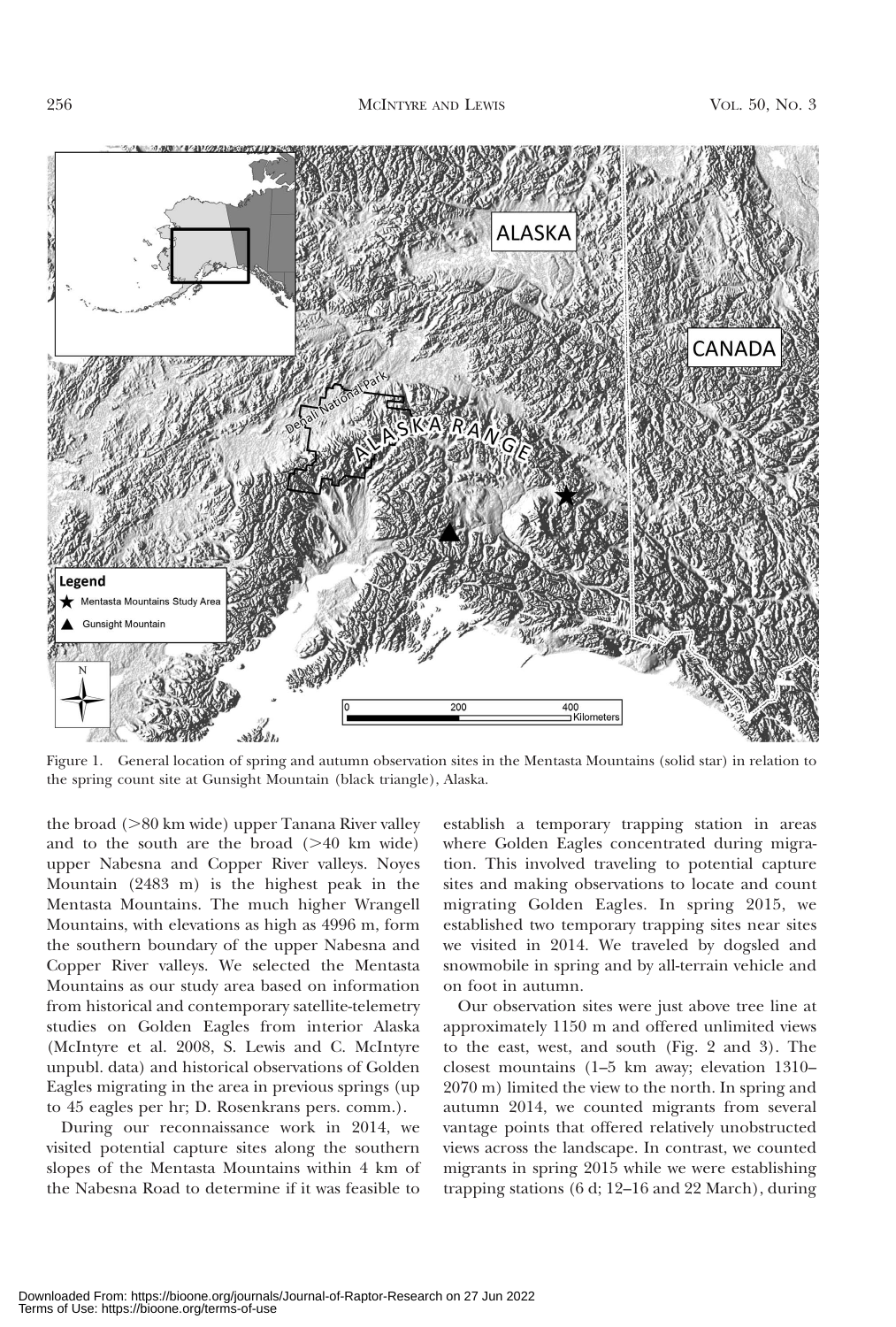Figure 1. General location of spring and autumn observation sites in the Mentasta Mountains (solid star) in relation to the spring count site at Gunsight Mountain (black triangle), Alaska.

the broad (>80 km wide) upper Tanana River valley and to the south are the broad (>40 km wide) upper Nabesna and Copper River valleys. Noyes Mountain (2483 m) is the highest peak in the Mentasta Mountains. The much higher Wrangell Mountains, with elevations as high as 4996 m, form the southern boundary of the upper Nabesna and Copper River valleys. We selected the Mentasta Mountains as our study area based on information from historical and contemporary satellite-telemetry studies on Golden Eagles from interior Alaska (McIntyre et al. 2008, S. Lewis and C. McIntyre unpubl. data) and historical observations of Golden Eagles migrating in the area in previous springs (up to 45 eagles per hr; D. Rosenkrans pers. comm.).

During our reconnaissance work in 2014, we visited potential capture sites along the southern slopes of the Mentasta Mountains within 4 km of the Nabesna Road to determine if it was feasible to establish a temporary trapping station in areas where Golden Eagles concentrated during migration. This involved traveling to potential capture sites and making observations to locate and count migrating Golden Eagles. In spring 2015, we established two temporary trapping sites near sites we visited in 2014. We traveled by dogsled and snowmobile in spring and by all-terrain vehicle and on foot in autumn.

Our observation sites were just above tree line at approximately 1150 m and offered unlimited views to the east, west, and south (Fig. 2 and 3). The closest mountains (1–5 km away; elevation 1310–2070 m) limited the view to the north. In spring and autumn 2014, we counted migrants from several vantage points that offered relatively unobstructed views across the landscape. In contrast, we counted migrants in spring 2015 while we were establishing trapping stations (6 d; 12–16 and 22 March), during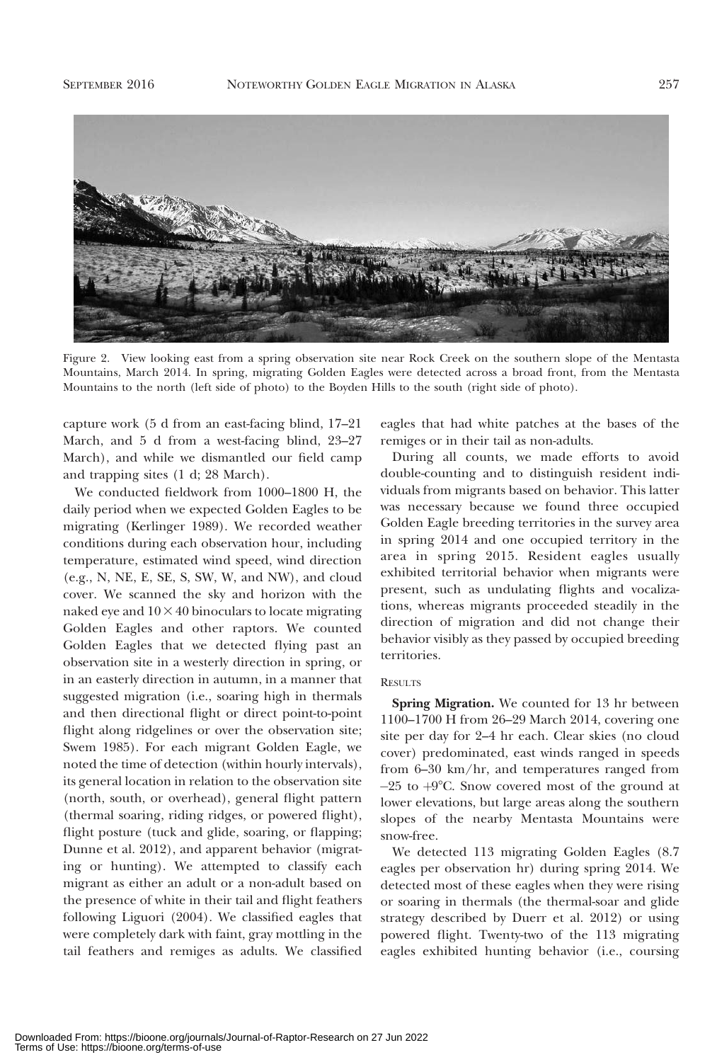Figure 2. View looking east from a spring observation site near Rock Creek on the southern slope of the Mentasta Mountains, March 2014. In spring, migrating Golden Eagles were detected across a broad front, from the Mentasta Mountains to the north (left side of photo) to the Boyden Hills to the south (right side of photo).

capture work (5 d from an east-facing blind, 17–21 March, and 5 d from a west-facing blind, 23–27 March), and while we dismantled our field camp and trapping sites (1 d; 28 March).

We conducted fieldwork from 1000–1800 H, the daily period when we expected Golden Eagles to be migrating (Kerlinger 1989). We recorded weather conditions during each observation hour, including temperature, estimated wind speed, wind direction (e.g., N, NE, E, SE, S, SW, W, and NW), and cloud cover. We scanned the sky and horizon with the naked eye and $10 \times 40$ binoculars to locate migrating Golden Eagles and other raptors. We counted Golden Eagles that we detected flying past an observation site in a westerly direction in spring, or in an easterly direction in autumn, in a manner that suggested migration (i.e., soaring high in thermals and then directional flight or direct point-to-point flight along ridgelines or over the observation site; Swem 1985). For each migrant Golden Eagle, we noted the time of detection (within hourly intervals), its general location in relation to the observation site (north, south, or overhead), general flight pattern (thermal soaring, riding ridges, or powered flight), flight posture (tuck and glide, soaring, or flapping; Dunne et al. 2012), and apparent behavior (migrating or hunting). We attempted to classify each migrant as either an adult or a non-adult based on the presence of white in their tail and flight feathers following Liguori (2004). We classified eagles that were completely dark with faint, gray mottling in the tail feathers and remiges as adults. We classified eagles that had white patches at the bases of the remiges or in their tail as non-adults.

During all counts, we made efforts to avoid double-counting and to distinguish resident individuals from migrants based on behavior. This latter was necessary because we found three occupied Golden Eagle breeding territories in the survey area in spring 2014 and one occupied territory in the area in spring 2015. Resident eagles usually exhibited territorial behavior when migrants were present, such as undulating flights and vocalizations, whereas migrants proceeded steadily in the direction of migration and did not change their behavior visibly as they passed by occupied breeding territories.

## Results

**Spring Migration.** We counted for 13 hr between 1100–1700 H from 26–29 March 2014, covering one site per day for 2–4 hr each. Clear skies (no cloud cover) predominated, east winds ranged in speeds from 6–30 km/hr, and temperatures ranged from −25 to +9°C. Snow covered most of the ground at lower elevations, but large areas along the southern slopes of the nearby Mentasta Mountains were snow-free.

We detected 113 migrating Golden Eagles (8.7 eagles per observation hr) during spring 2014. We detected most of these eagles when they were rising or soaring in thermals (the thermal-soar and glide strategy described by Duerr et al. 2012) or using powered flight. Twenty-two of the 113 migrating eagles exhibited hunting behavior (i.e., coursing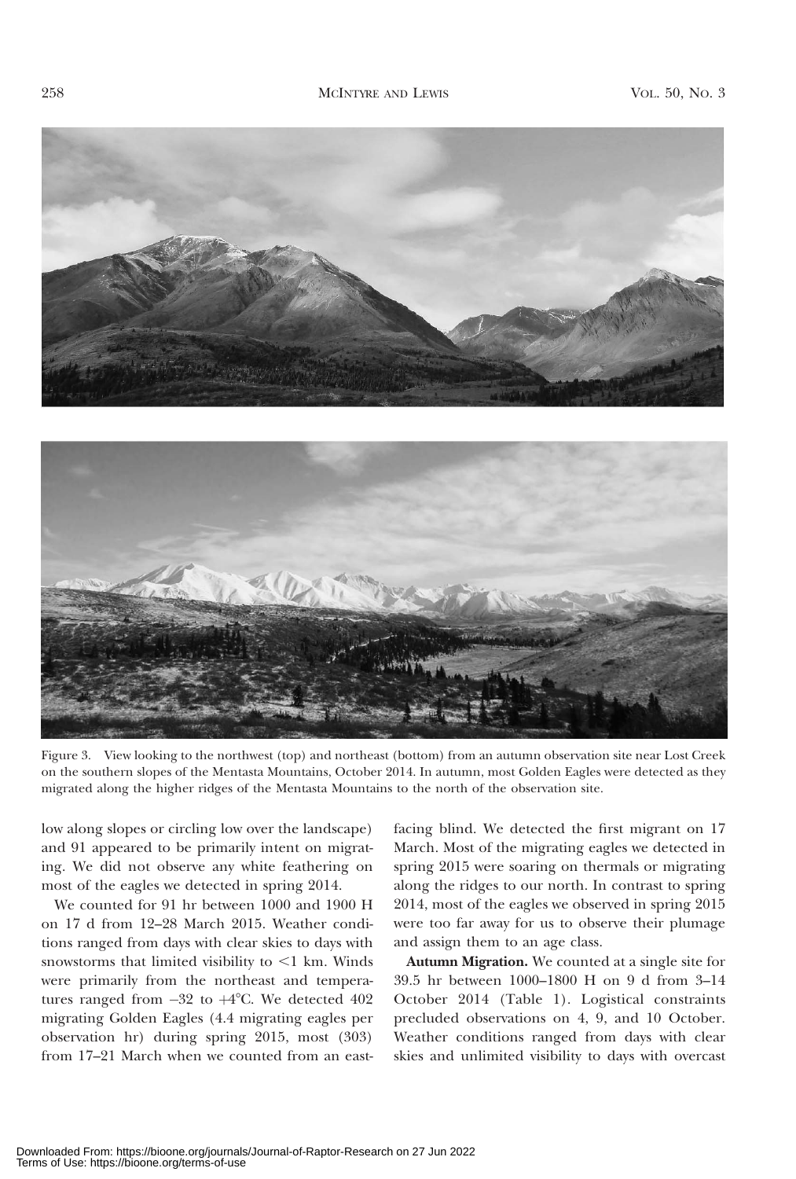Figure 3. View looking to the northwest (top) and northeast (bottom) from an autumn observation site near Lost Creek on the southern slopes of the Mentasta Mountains, October 2014. In autumn, most Golden Eagles were detected as they migrated along the higher ridges of the Mentasta Mountains to the north of the observation site.

low along slopes or circling low over the landscape) and 91 appeared to be primarily intent on migrating. We did not observe any white feathering on most of the eagles we detected in spring 2014.

We counted for 91 hr between 1000 and 1900 H on 17 d from 12–28 March 2015. Weather conditions ranged from days with clear skies to days with snowstorms that limited visibility to <1 km. Winds were primarily from the northeast and temperatures ranged from –32 to +4°C. We detected 402 migrating Golden Eagles (4.4 migrating eagles per observation hr) during spring 2015, most (303) from 17–21 March when we counted from an east-facing blind. We detected the first migrant on 17 March. Most of the migrating eagles we detected in spring 2015 were soaring on thermals or migrating along the ridges to our north. In contrast to spring 2014, most of the eagles we observed in spring 2015 were too far away for us to observe their plumage and assign them to an age class.

**Autumn Migration.** We counted at a single site for 39.5 hr between 1000–1800 H on 9 d from 3–14 October 2014 (Table 1). Logistical constraints precluded observations on 4, 9, and 10 October. Weather conditions ranged from days with clear skies and unlimited visibility to days with overcast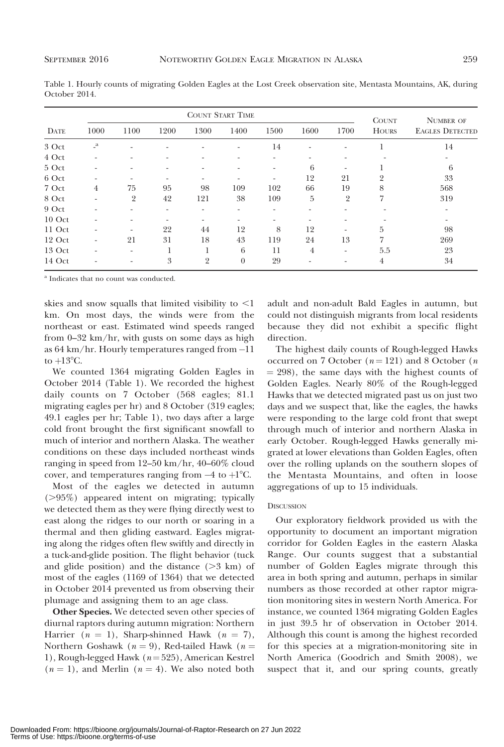Table 1. Hourly counts of migrating Golden Eagles at the Lost Creek observation site, Mentasta Mountains, AK, during October 2014.

| Date | Count Start Time | | | | | | | | Count Hours | Number of Eagles Detected |
|---|---|---|---|---|---|---|---|---|---|---|
| | 1000 | 1100 | 1200 | 1300 | 1400 | 1500 | 1600 | 1700 | | |
| 3 Oct | -[a] | - | - | - | - | 14 | - | - | 1 | 14 |
| 4 Oct | - | - | - | - | - | - | - | - | - | - |
| 5 Oct | - | - | - | - | - | - | 6 | - | 1 | 6 |
| 6 Oct | - | - | - | - | - | - | 12 | 21 | 2 | 33 |
| 7 Oct | 4 | 75 | 95 | 98 | 109 | 102 | 66 | 19 | 8 | 568 |
| 8 Oct | - | 2 | 42 | 121 | 38 | 109 | 5 | 2 | 7 | 319 |
| 9 Oct | - | - | - | - | - | - | - | - | - | - |
| 10 Oct | - | - | - | - | - | - | - | - | - | - |
| 11 Oct | - | - | 22 | 44 | 12 | 8 | 12 | - | 5 | 98 |
| 12 Oct | - | 21 | 31 | 18 | 43 | 119 | 24 | 13 | 7 | 269 |
| 13 Oct | - | - | 1 | 1 | 6 | 11 | 4 | - | 5.5 | 23 |
| 14 Oct | - | - | 3 | 2 | 0 | 29 | - | - | 4 | 34 |

[a] Indicates that no count was conducted.

skies and snow squalls that limited visibility to <1 km. On most days, the winds were from the northeast or east. Estimated wind speeds ranged from 0–32 km/hr, with gusts on some days as high as 64 km/hr. Hourly temperatures ranged from −11 to +13°C.

We counted 1364 migrating Golden Eagles in October 2014 (Table 1). We recorded the highest daily counts on 7 October (568 eagles; 81.1 migrating eagles per hr) and 8 October (319 eagles; 49.1 eagles per hr; Table 1), two days after a large cold front brought the first significant snowfall to much of interior and northern Alaska. The weather conditions on these days included northeast winds ranging in speed from 12–50 km/hr, 40–60% cloud cover, and temperatures ranging from −4 to +1°C.

Most of the eagles we detected in autumn (>95%) appeared intent on migrating; typically we detected them as they were flying directly west to east along the ridges to our north or soaring in a thermal and then gliding eastward. Eagles migrating along the ridges often flew swiftly and directly in a tuck-and-glide position. The flight behavior (tuck and glide position) and the distance (>3 km) of most of the eagles (1169 of 1364) that we detected in October 2014 prevented us from observing their plumage and assigning them to an age class.

**Other Species.** We detected seven other species of diurnal raptors during autumn migration: Northern Harrier ($n = 1$), Sharp-shinned Hawk ($n = 7$), Northern Goshawk ($n = 9$), Red-tailed Hawk ($n = 1$), Rough-legged Hawk ($n = 525$), American Kestrel ($n = 1$), and Merlin ($n = 4$). We also noted both adult and non-adult Bald Eagles in autumn, but could not distinguish migrants from local residents because they did not exhibit a specific flight direction.

The highest daily counts of Rough-legged Hawks occurred on 7 October ($n = 121$) and 8 October ($n = 298$), the same days with the highest counts of Golden Eagles. Nearly 80% of the Rough-legged Hawks that we detected migrated past us on just two days and we suspect that, like the eagles, the hawks were responding to the large cold front that swept through much of interior and northern Alaska in early October. Rough-legged Hawks generally migrated at lower elevations than Golden Eagles, often over the rolling uplands on the southern slopes of the Mentasta Mountains, and often in loose aggregations of up to 15 individuals.

## Discussion

Our exploratory fieldwork provided us with the opportunity to document an important migration corridor for Golden Eagles in the eastern Alaska Range. Our counts suggest that a substantial number of Golden Eagles migrate through this area in both spring and autumn, perhaps in similar numbers as those recorded at other raptor migration monitoring sites in western North America. For instance, we counted 1364 migrating Golden Eagles in just 39.5 hr of observation in October 2014. Although this count is among the highest recorded for this species at a migration-monitoring site in North America (Goodrich and Smith 2008), we suspect that it, and our spring counts, greatly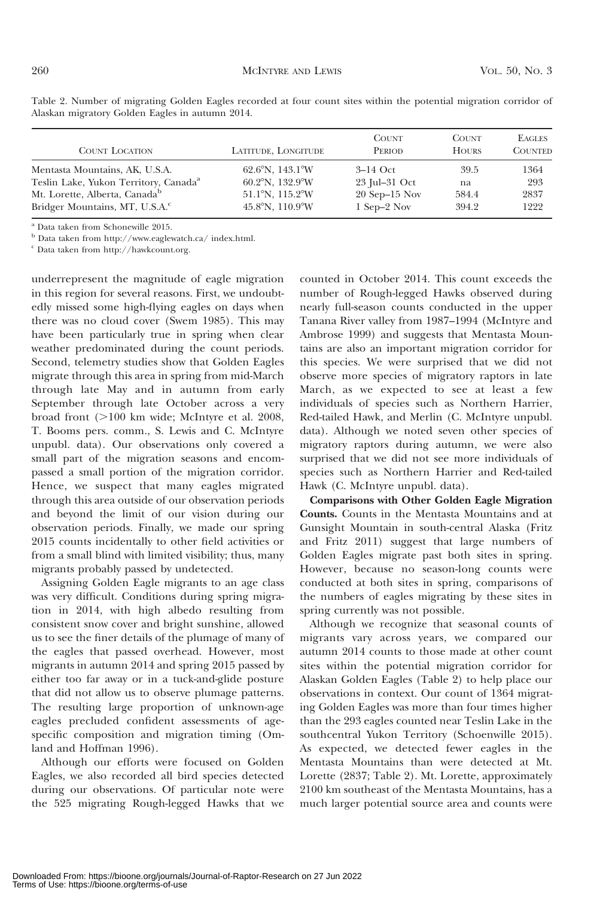Table 2. Number of migrating Golden Eagles recorded at four count sites within the potential migration corridor of Alaskan migratory Golden Eagles in autumn 2014.

| Count Location | Latitude, Longitude | Count Period | Count Hours | Eagles Counted |
|---|---|---|---|---|
| Mentasta Mountains, AK, U.S.A. | 62.6°N, 143.1°W | 3–14 Oct | 39.5 | 1364 |
| Teslin Lake, Yukon Territory, Canada[a] | 60.2°N, 132.9°W | 23 Jul–31 Oct | na | 293 |
| Mt. Lorette, Alberta, Canada[b] | 51.1°N, 115.2°W | 20 Sep–15 Nov | 584.4 | 2837 |
| Bridger Mountains, MT, U.S.A.[c] | 45.8°N, 110.9°W | 1 Sep–2 Nov | 394.2 | 1222 |

[a] Data taken from Schonewille 2015.

[b] Data taken from http://www.eaglewatch.ca/ index.html.

[c] Data taken from http://hawkcount.org.

underrepresent the magnitude of eagle migration in this region for several reasons. First, we undoubtedly missed some high-flying eagles on days when there was no cloud cover (Swem 1985). This may have been particularly true in spring when clear weather predominated during the count periods. Second, telemetry studies show that Golden Eagles migrate through this area in spring from mid-March through late May and in autumn from early September through late October across a very broad front (>100 km wide; McIntyre et al. 2008, T. Booms pers. comm., S. Lewis and C. McIntyre unpubl. data). Our observations only covered a small part of the migration seasons and encompassed a small portion of the migration corridor. Hence, we suspect that many eagles migrated through this area outside of our observation periods and beyond the limit of our vision during our observation periods. Finally, we made our spring 2015 counts incidentally to other field activities or from a small blind with limited visibility; thus, many migrants probably passed by undetected.

Assigning Golden Eagle migrants to an age class was very difficult. Conditions during spring migration in 2014, with high albedo resulting from consistent snow cover and bright sunshine, allowed us to see the finer details of the plumage of many of the eagles that passed overhead. However, most migrants in autumn 2014 and spring 2015 passed by either too far away or in a tuck-and-glide posture that did not allow us to observe plumage patterns. The resulting large proportion of unknown-age eagles precluded confident assessments of age-specific composition and migration timing (Omland and Hoffman 1996).

Although our efforts were focused on Golden Eagles, we also recorded all bird species detected during our observations. Of particular note were the 525 migrating Rough-legged Hawks that we counted in October 2014. This count exceeds the number of Rough-legged Hawks observed during nearly full-season counts conducted in the upper Tanana River valley from 1987–1994 (McIntyre and Ambrose 1999) and suggests that Mentasta Mountains are also an important migration corridor for this species. We were surprised that we did not observe more species of migratory raptors in late March, as we expected to see at least a few individuals of species such as Northern Harrier, Red-tailed Hawk, and Merlin (C. McIntyre unpubl. data). Although we noted seven other species of migratory raptors during autumn, we were also surprised that we did not see more individuals of species such as Northern Harrier and Red-tailed Hawk (C. McIntyre unpubl. data).

**Comparisons with Other Golden Eagle Migration Counts.** Counts in the Mentasta Mountains and at Gunsight Mountain in south-central Alaska (Fritz and Fritz 2011) suggest that large numbers of Golden Eagles migrate past both sites in spring. However, because no season-long counts were conducted at both sites in spring, comparisons of the numbers of eagles migrating by these sites in spring currently was not possible.

Although we recognize that seasonal counts of migrants vary across years, we compared our autumn 2014 counts to those made at other count sites within the potential migration corridor for Alaskan Golden Eagles (Table 2) to help place our observations in context. Our count of 1364 migrating Golden Eagles was more than four times higher than the 293 eagles counted near Teslin Lake in the southcentral Yukon Territory (Schoenwille 2015). As expected, we detected fewer eagles in the Mentasta Mountains than were detected at Mt. Lorette (2837; Table 2). Mt. Lorette, approximately 2100 km southeast of the Mentasta Mountains, has a much larger potential source area and counts were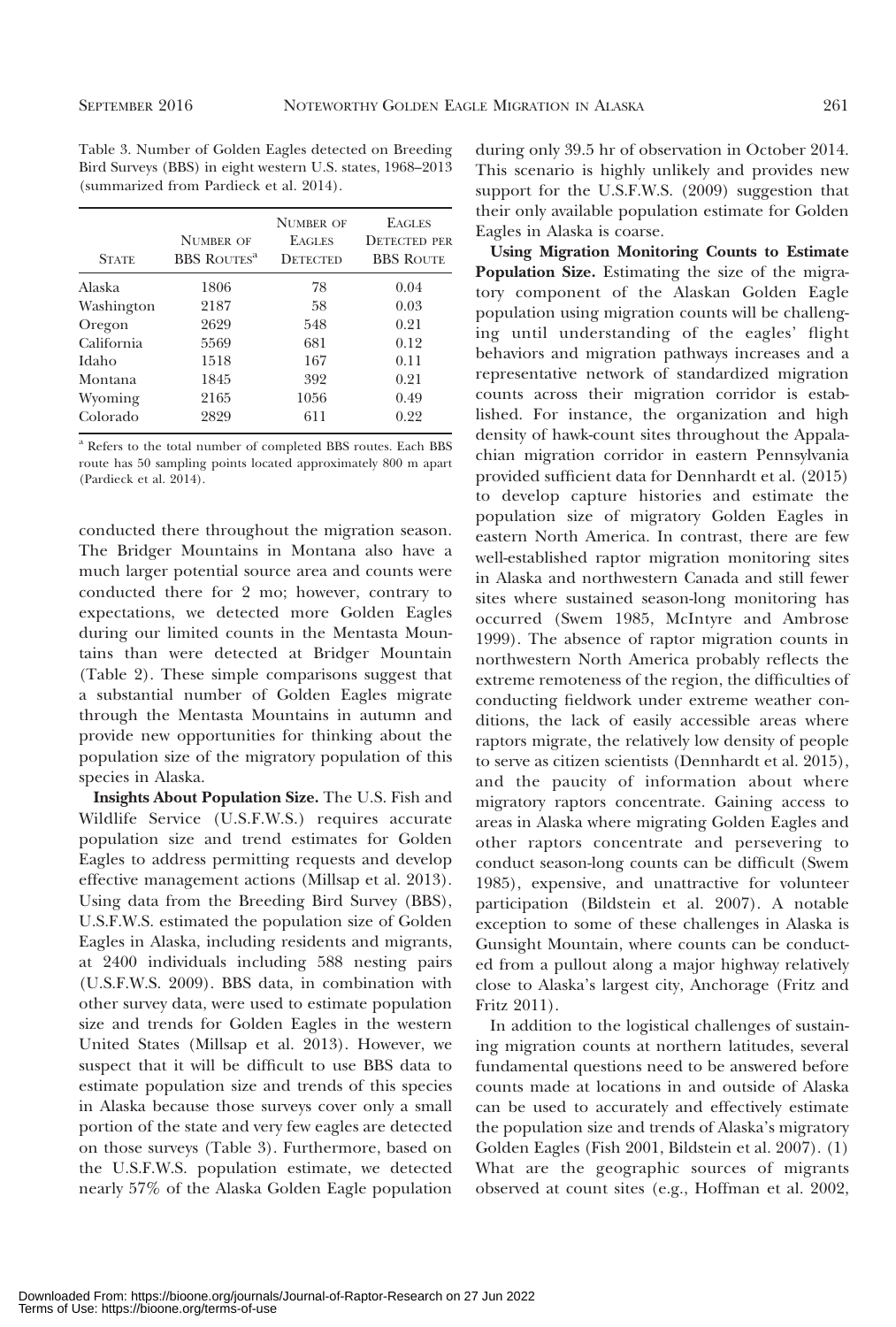Table 3. Number of Golden Eagles detected on Breeding Bird Surveys (BBS) in eight western U.S. states, 1968–2013 (summarized from Pardieck et al. 2014).

| State | Number of BBS Routes[a] | Number of Eagles Detected | Eagles Detected per BBS Route |
|---|---|---|---|
| Alaska | 1806 | 78 | 0.04 |
| Washington | 2187 | 58 | 0.03 |
| Oregon | 2629 | 548 | 0.21 |
| California | 5569 | 681 | 0.12 |
| Idaho | 1518 | 167 | 0.11 |
| Montana | 1845 | 392 | 0.21 |
| Wyoming | 2165 | 1056 | 0.49 |
| Colorado | 2829 | 611 | 0.22 |

[a] Refers to the total number of completed BBS routes. Each BBS route has 50 sampling points located approximately 800 m apart (Pardieck et al. 2014).

conducted there throughout the migration season. The Bridger Mountains in Montana also have a much larger potential source area and counts were conducted there for 2 mo; however, contrary to expectations, we detected more Golden Eagles during our limited counts in the Mentasta Mountains than were detected at Bridger Mountain (Table 2). These simple comparisons suggest that a substantial number of Golden Eagles migrate through the Mentasta Mountains in autumn and provide new opportunities for thinking about the population size of the migratory population of this species in Alaska.

**Insights About Population Size.** The U.S. Fish and Wildlife Service (U.S.F.W.S.) requires accurate population size and trend estimates for Golden Eagles to address permitting requests and develop effective management actions (Millsap et al. 2013). Using data from the Breeding Bird Survey (BBS), U.S.F.W.S. estimated the population size of Golden Eagles in Alaska, including residents and migrants, at 2400 individuals including 588 nesting pairs (U.S.F.W.S. 2009). BBS data, in combination with other survey data, were used to estimate population size and trends for Golden Eagles in the western United States (Millsap et al. 2013). However, we suspect that it will be difficult to use BBS data to estimate population size and trends of this species in Alaska because those surveys cover only a small portion of the state and very few eagles are detected on those surveys (Table 3). Furthermore, based on the U.S.F.W.S. population estimate, we detected nearly 57% of the Alaska Golden Eagle population during only 39.5 hr of observation in October 2014. This scenario is highly unlikely and provides new support for the U.S.F.W.S. (2009) suggestion that their only available population estimate for Golden Eagles in Alaska is coarse.

**Using Migration Monitoring Counts to Estimate Population Size.** Estimating the size of the migratory component of the Alaskan Golden Eagle population using migration counts will be challenging until understanding of the eagles' flight behaviors and migration pathways increases and a representative network of standardized migration counts across their migration corridor is established. For instance, the organization and high density of hawk-count sites throughout the Appalachian migration corridor in eastern Pennsylvania provided sufficient data for Dennhardt et al. (2015) to develop capture histories and estimate the population size of migratory Golden Eagles in eastern North America. In contrast, there are few well-established raptor migration monitoring sites in Alaska and northwestern Canada and still fewer sites where sustained season-long monitoring has occurred (Swem 1985, McIntyre and Ambrose 1999). The absence of raptor migration counts in northwestern North America probably reflects the extreme remoteness of the region, the difficulties of conducting fieldwork under extreme weather conditions, the lack of easily accessible areas where raptors migrate, the relatively low density of people to serve as citizen scientists (Dennhardt et al. 2015), and the paucity of information about where migratory raptors concentrate. Gaining access to areas in Alaska where migrating Golden Eagles and other raptors concentrate and persevering to conduct season-long counts can be difficult (Swem 1985), expensive, and unattractive for volunteer participation (Bildstein et al. 2007). A notable exception to some of these challenges in Alaska is Gunsight Mountain, where counts can be conducted from a pullout along a major highway relatively close to Alaska's largest city, Anchorage (Fritz and Fritz 2011).

In addition to the logistical challenges of sustaining migration counts at northern latitudes, several fundamental questions need to be answered before counts made at locations in and outside of Alaska can be used to accurately and effectively estimate the population size and trends of Alaska's migratory Golden Eagles (Fish 2001, Bildstein et al. 2007). (1) What are the geographic sources of migrants observed at count sites (e.g., Hoffman et al. 2002,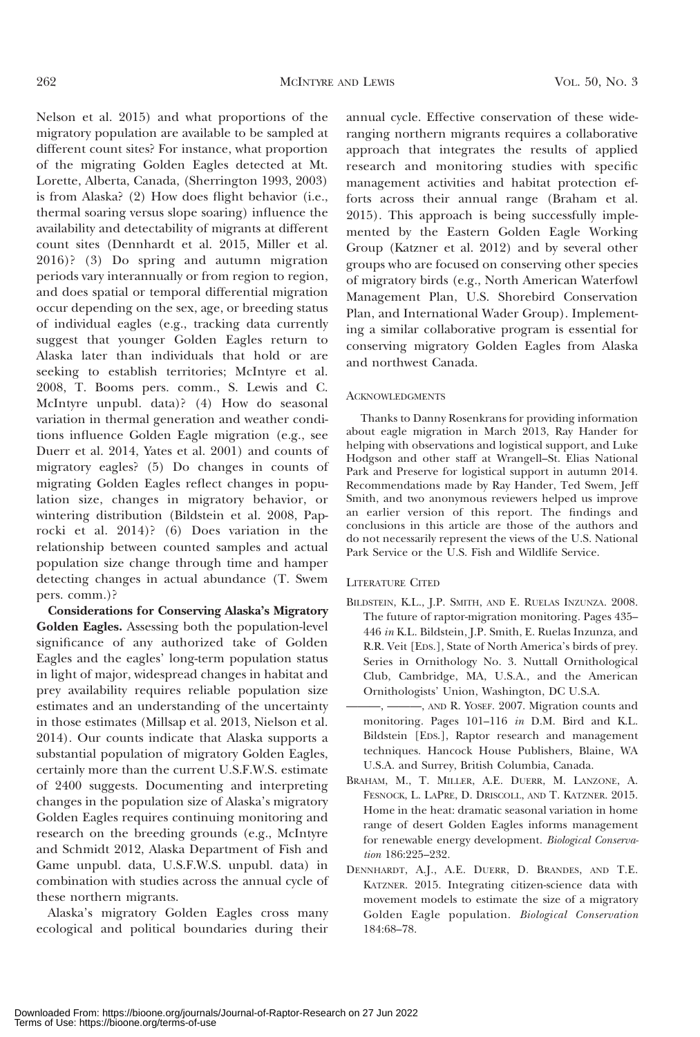Nelson et al. 2015) and what proportions of the migratory population are available to be sampled at different count sites? For instance, what proportion of the migrating Golden Eagles detected at Mt. Lorette, Alberta, Canada, (Sherrington 1993, 2003) is from Alaska? (2) How does flight behavior (i.e., thermal soaring versus slope soaring) influence the availability and detectability of migrants at different count sites (Dennhardt et al. 2015, Miller et al. 2016)? (3) Do spring and autumn migration periods vary interannually or from region to region, and does spatial or temporal differential migration occur depending on the sex, age, or breeding status of individual eagles (e.g., tracking data currently suggest that younger Golden Eagles return to Alaska later than individuals that hold or are seeking to establish territories; McIntyre et al. 2008, T. Booms pers. comm., S. Lewis and C. McIntyre unpubl. data)? (4) How do seasonal variation in thermal generation and weather conditions influence Golden Eagle migration (e.g., see Duerr et al. 2014, Yates et al. 2001) and counts of migratory eagles? (5) Do changes in counts of migrating Golden Eagles reflect changes in population size, changes in migratory behavior, or wintering distribution (Bildstein et al. 2008, Paprocki et al. 2014)? (6) Does variation in the relationship between counted samples and actual population size change through time and hamper detecting changes in actual abundance (T. Swem pers. comm.)?

**Considerations for Conserving Alaska's Migratory Golden Eagles.** Assessing both the population-level significance of any authorized take of Golden Eagles and the eagles' long-term population status in light of major, widespread changes in habitat and prey availability requires reliable population size estimates and an understanding of the uncertainty in those estimates (Millsap et al. 2013, Nielson et al. 2014). Our counts indicate that Alaska supports a substantial population of migratory Golden Eagles, certainly more than the current U.S.F.W.S. estimate of 2400 suggests. Documenting and interpreting changes in the population size of Alaska's migratory Golden Eagles requires continuing monitoring and research on the breeding grounds (e.g., McIntyre and Schmidt 2012, Alaska Department of Fish and Game unpubl. data, U.S.F.W.S. unpubl. data) in combination with studies across the annual cycle of these northern migrants.

Alaska's migratory Golden Eagles cross many ecological and political boundaries during their annual cycle. Effective conservation of these wide-ranging northern migrants requires a collaborative approach that integrates the results of applied research and monitoring studies with specific management activities and habitat protection efforts across their annual range (Braham et al. 2015). This approach is being successfully implemented by the Eastern Golden Eagle Working Group (Katzner et al. 2012) and by several other groups who are focused on conserving other species of migratory birds (e.g., North American Waterfowl Management Plan, U.S. Shorebird Conservation Plan, and International Wader Group). Implementing a similar collaborative program is essential for conserving migratory Golden Eagles from Alaska and northwest Canada.

## Acknowledgments

Thanks to Danny Rosenkrans for providing information about eagle migration in March 2013, Ray Hander for helping with observations and logistical support, and Luke Hodgson and other staff at Wrangell–St. Elias National Park and Preserve for logistical support in autumn 2014. Recommendations made by Ray Hander, Ted Swem, Jeff Smith, and two anonymous reviewers helped us improve an earlier version of this report. The findings and conclusions in this article are those of the authors and do not necessarily represent the views of the U.S. National Park Service or the U.S. Fish and Wildlife Service.

## Literature Cited

Bildstein, K.L., J.P. Smith, and E. Ruelas Inzunza. 2008. The future of raptor-migration monitoring. Pages 435–446 *in* K.L. Bildstein, J.P. Smith, E. Ruelas Inzunza, and R.R. Veit [Eds.], State of North America's birds of prey. Series in Ornithology No. 3. Nuttall Ornithological Club, Cambridge, MA, U.S.A., and the American Ornithologists' Union, Washington, DC U.S.A.

———, ———, and R. Yosef. 2007. Migration counts and monitoring. Pages 101–116 *in* D.M. Bird and K.L. Bildstein [Eds.], Raptor research and management techniques. Hancock House Publishers, Blaine, WA U.S.A. and Surrey, British Columbia, Canada.

Braham, M., T. Miller, A.E. Duerr, M. Lanzone, A. Fesnock, L. LaPre, D. Driscoll, and T. Katzner. 2015. Home in the heat: dramatic seasonal variation in home range of desert Golden Eagles informs management for renewable energy development. *Biological Conservation* 186:225–232.

Dennhardt, A.J., A.E. Duerr, D. Brandes, and T.E. Katzner. 2015. Integrating citizen-science data with movement models to estimate the size of a migratory Golden Eagle population. *Biological Conservation* 184:68–78.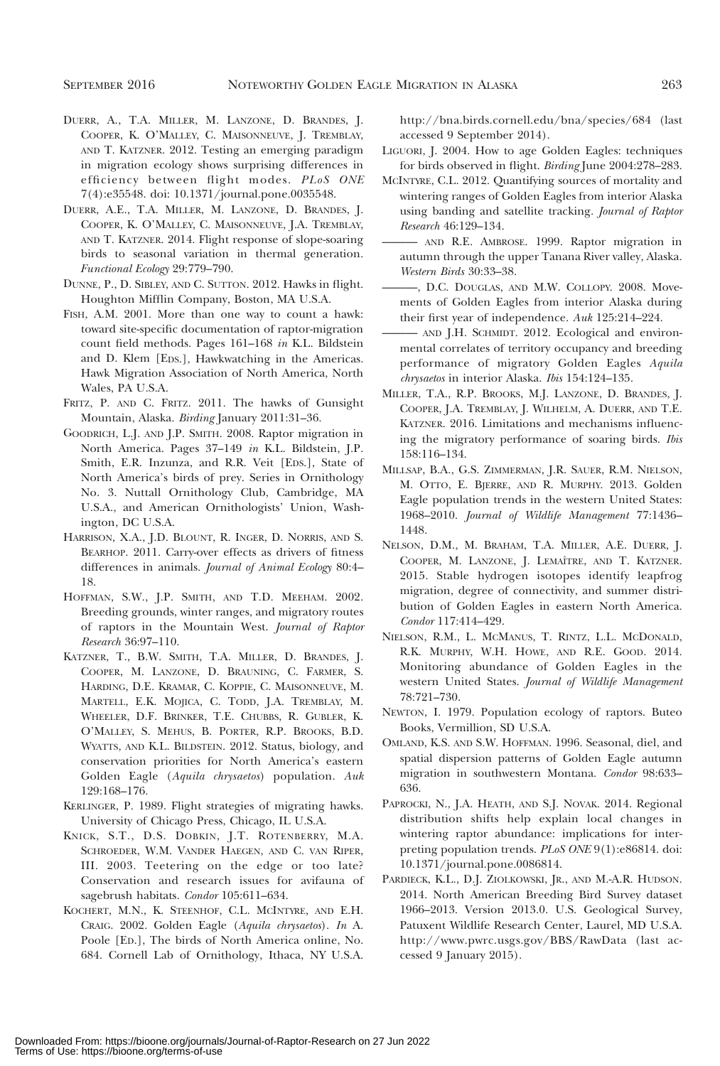Duerr, A., T.A. Miller, M. Lanzone, D. Brandes, J. Cooper, K. O'Malley, C. Maisonneuve, J. Tremblay, and T. Katzner. 2012. Testing an emerging paradigm in migration ecology shows surprising differences in efficiency between flight modes. *PLoS ONE* 7(4):e35548. doi: 10.1371/journal.pone.0035548.

Duerr, A.E., T.A. Miller, M. Lanzone, D. Brandes, J. Cooper, K. O'Malley, C. Maisonneuve, J.A. Tremblay, and T. Katzner. 2014. Flight response of slope-soaring birds to seasonal variation in thermal generation. *Functional Ecology* 29:779–790.

Dunne, P., D. Sibley, and C. Sutton. 2012. Hawks in flight. Houghton Mifflin Company, Boston, MA U.S.A.

Fish, A.M. 2001. More than one way to count a hawk: toward site-specific documentation of raptor-migration count field methods. Pages 161–168 *in* K.L. Bildstein and D. Klem [Eds.], Hawkwatching in the Americas. Hawk Migration Association of North America, North Wales, PA U.S.A.

Fritz, P. and C. Fritz. 2011. The hawks of Gunsight Mountain, Alaska. *Birding* January 2011:31–36.

Goodrich, L.J. and J.P. Smith. 2008. Raptor migration in North America. Pages 37–149 *in* K.L. Bildstein, J.P. Smith, E.R. Inzunza, and R.R. Veit [Eds.], State of North America's birds of prey. Series in Ornithology No. 3. Nuttall Ornithology Club, Cambridge, MA U.S.A., and American Ornithologists' Union, Washington, DC U.S.A.

Harrison, X.A., J.D. Blount, R. Inger, D. Norris, and S. Bearhop. 2011. Carry-over effects as drivers of fitness differences in animals. *Journal of Animal Ecology* 80:4–18.

Hoffman, S.W., J.P. Smith, and T.D. Meehan. 2002. Breeding grounds, winter ranges, and migratory routes of raptors in the Mountain West. *Journal of Raptor Research* 36:97–110.

Katzner, T., B.W. Smith, T.A. Miller, D. Brandes, J. Cooper, M. Lanzone, D. Brauning, C. Farmer, S. Harding, D.E. Kramar, C. Koppie, C. Maisonneuve, M. Martell, E.K. Mojica, C. Todd, J.A. Tremblay, M. Wheeler, D.F. Brinker, T.E. Chubbs, R. Gubler, K. O'Malley, S. Mehus, B. Porter, R.P. Brooks, B.D. Wyatts, and K.L. Bildstein. 2012. Status, biology, and conservation priorities for North America's eastern Golden Eagle (*Aquila chrysaetos*) population. *Auk* 129:168–176.

Kerlinger, P. 1989. Flight strategies of migrating hawks. University of Chicago Press, Chicago, IL U.S.A.

Knick, S.T., D.S. Dobkin, J.T. Rotenberry, M.A. Schroeder, W.M. Vander Haegen, and C. van Riper, III. 2003. Teetering on the edge or too late? Conservation and research issues for avifauna of sagebrush habitats. *Condor* 105:611–634.

Kochert, M.N., K. Steenhof, C.L. McIntyre, and E.H. Craig. 2002. Golden Eagle (*Aquila chrysaetos*). *In* A. Poole [Ed.], The birds of North America online, No. 684. Cornell Lab of Ornithology, Ithaca, NY U.S.A. http://bna.birds.cornell.edu/bna/species/684 (last accessed 9 September 2014).

Liguori, J. 2004. How to age Golden Eagles: techniques for birds observed in flight. *Birding* June 2004:278–283.

McIntyre, C.L. 2012. Quantifying sources of mortality and wintering ranges of Golden Eagles from interior Alaska using banding and satellite tracking. *Journal of Raptor Research* 46:129–134.

——— and R.E. Ambrose. 1999. Raptor migration in autumn through the upper Tanana River valley, Alaska. *Western Birds* 30:33–38.

———, D.C. Douglas, and M.W. Collopy. 2008. Movements of Golden Eagles from interior Alaska during their first year of independence. *Auk* 125:214–224.

——— and J.H. Schmidt. 2012. Ecological and environmental correlates of territory occupancy and breeding performance of migratory Golden Eagles *Aquila chrysaetos* in interior Alaska. *Ibis* 154:124–135.

Miller, T.A., R.P. Brooks, M.J. Lanzone, D. Brandes, J. Cooper, J.A. Tremblay, J. Wilhelm, A. Duerr, and T.E. Katzner. 2016. Limitations and mechanisms influencing the migratory performance of soaring birds. *Ibis* 158:116–134.

Millsap, B.A., G.S. Zimmerman, J.R. Sauer, R.M. Nielson, M. Otto, E. Bjerre, and R. Murphy. 2013. Golden Eagle population trends in the western United States: 1968–2010. *Journal of Wildlife Management* 77:1436–1448.

Nelson, D.M., M. Braham, T.A. Miller, A.E. Duerr, J. Cooper, M. Lanzone, J. Lemaître, and T. Katzner. 2015. Stable hydrogen isotopes identify leapfrog migration, degree of connectivity, and summer distribution of Golden Eagles in eastern North America. *Condor* 117:414–429.

Nielson, R.M., L. McManus, T. Rintz, L.L. McDonald, R.K. Murphy, W.H. Howe, and R.E. Good. 2014. Monitoring abundance of Golden Eagles in the western United States. *Journal of Wildlife Management* 78:721–730.

Newton, I. 1979. Population ecology of raptors. Buteo Books, Vermillion, SD U.S.A.

Omland, K.S. and S.W. Hoffman. 1996. Seasonal, diel, and spatial dispersion patterns of Golden Eagle autumn migration in southwestern Montana. *Condor* 98:633–636.

Paprocki, N., J.A. Heath, and S.J. Novak. 2014. Regional distribution shifts help explain local changes in wintering raptor abundance: implications for interpreting population trends. *PLoS ONE* 9(1):e86814. doi: 10.1371/journal.pone.0086814.

Pardieck, K.L., D.J. Ziolkowski, Jr., and M.-A.R. Hudson. 2014. North American Breeding Bird Survey dataset 1966–2013. Version 2013.0. U.S. Geological Survey, Patuxent Wildlife Research Center, Laurel, MD U.S.A. http://www.pwrc.usgs.gov/BBS/RawData (last accessed 9 January 2015).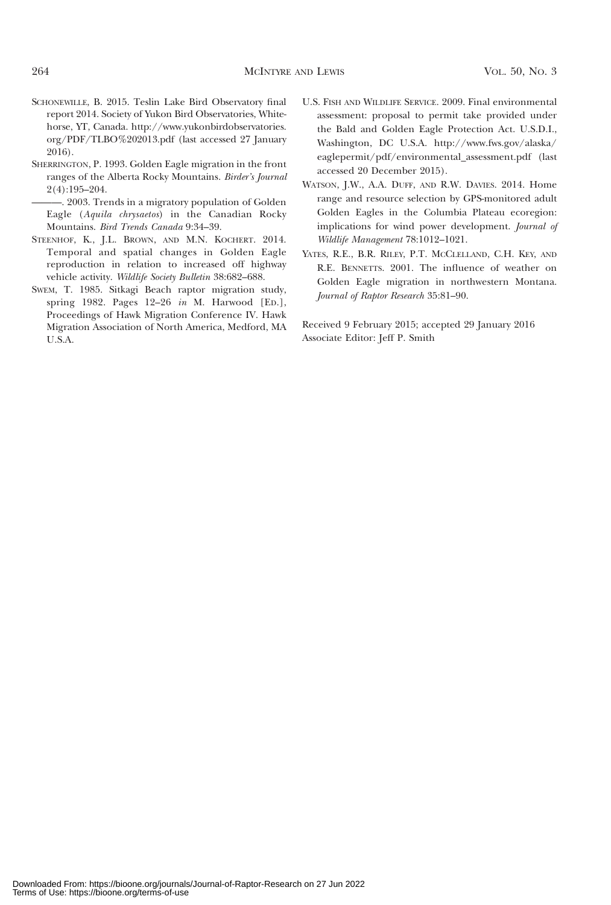SCHONEWILLE, B. 2015. Teslin Lake Bird Observatory final report 2014. Society of Yukon Bird Observatories, Whitehorse, YT, Canada. http://www.yukonbirdobservatories.org/PDF/TLBO%202013.pdf (last accessed 27 January 2016).

SHERRINGTON, P. 1993. Golden Eagle migration in the front ranges of the Alberta Rocky Mountains. *Birder's Journal* 2(4):195–204.

———. 2003. Trends in a migratory population of Golden Eagle (*Aquila chrysaetos*) in the Canadian Rocky Mountains. *Bird Trends Canada* 9:34–39.

STEENHOF, K., J.L. BROWN, AND M.N. KOCHERT. 2014. Temporal and spatial changes in Golden Eagle reproduction in relation to increased off highway vehicle activity. *Wildlife Society Bulletin* 38:682–688.

SWEM, T. 1985. Sitkagi Beach raptor migration study, spring 1982. Pages 12–26 *in* M. Harwood [ED.], Proceedings of Hawk Migration Conference IV. Hawk Migration Association of North America, Medford, MA U.S.A.

U.S. FISH AND WILDLIFE SERVICE. 2009. Final environmental assessment: proposal to permit take provided under the Bald and Golden Eagle Protection Act. U.S.D.I., Washington, DC U.S.A. http://www.fws.gov/alaska/eaglepermit/pdf/environmental_assessment.pdf (last accessed 20 December 2015).

WATSON, J.W., A.A. DUFF, AND R.W. DAVIES. 2014. Home range and resource selection by GPS-monitored adult Golden Eagles in the Columbia Plateau ecoregion: implications for wind power development. *Journal of Wildlife Management* 78:1012–1021.

YATES, R.E., B.R. RILEY, P.T. MCCLELLAND, C.H. KEY, AND R.E. BENNETTS. 2001. The influence of weather on Golden Eagle migration in northwestern Montana. *Journal of Raptor Research* 35:81–90.

Received 9 February 2015; accepted 29 January 2016
Associate Editor: Jeff P. Smith